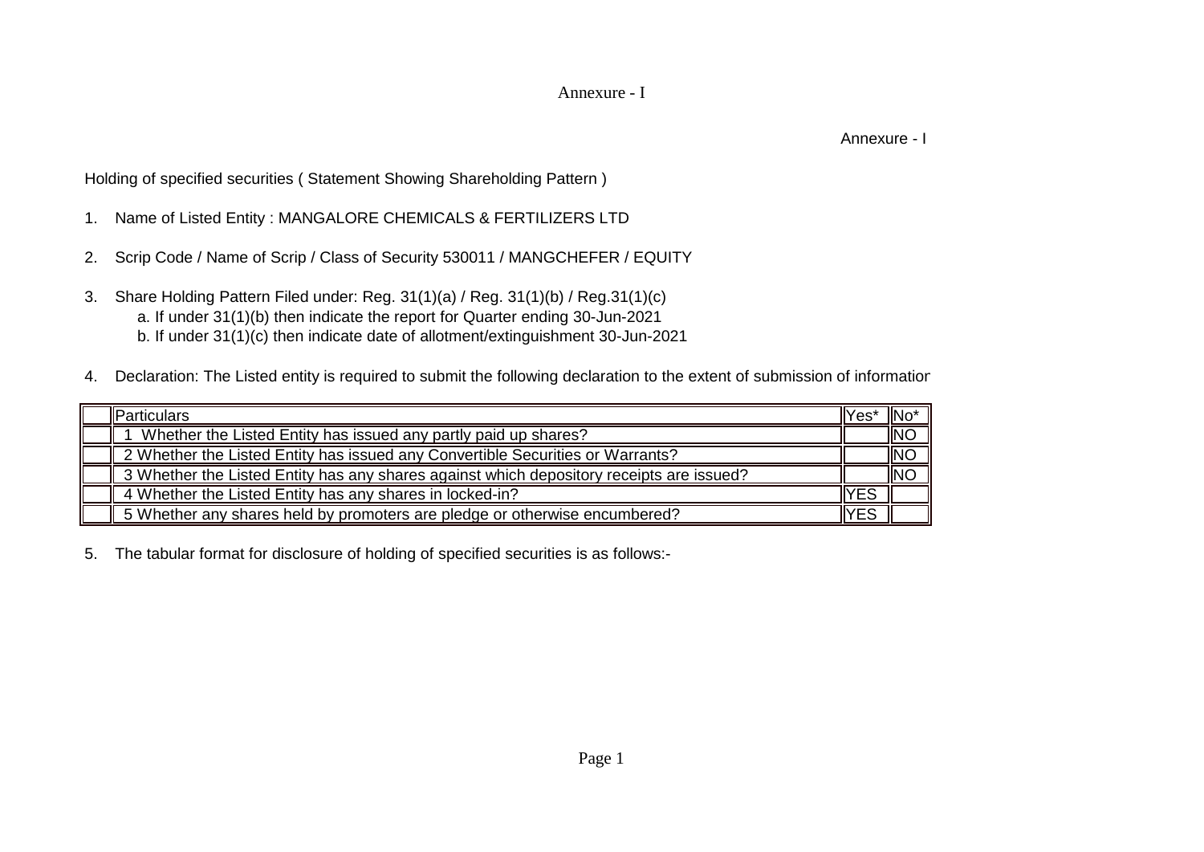Annexure - I

Annexure - I

Holding of specified securities ( Statement Showing Shareholding Pattern )

1. Name of Listed Entity : MANGALORE CHEMICALS & FERTILIZERS LTD

2. Scrip Code / Name of Scrip / Class of Security 530011 / MANGCHEFER / EQUITY

3. Share Holding Pattern Filed under: Reg. 31(1)(a) / Reg. 31(1)(b) / Reg.31(1)(c)
   a. If under 31(1)(b) then indicate the report for Quarter ending 30-Jun-2021
   b. If under 31(1)(c) then indicate date of allotment/extinguishment 30-Jun-2021

4. Declaration: The Listed entity is required to submit the following declaration to the extent of submission of informatior

| | Particulars | Yes* | No* |
|---|---|---|---|
| | 1 Whether the Listed Entity has issued any partly paid up shares? | | NO |
| | 2 Whether the Listed Entity has issued any Convertible Securities or Warrants? | | NO |
| | 3 Whether the Listed Entity has any shares against which depository receipts are issued? | | NO |
| | 4 Whether the Listed Entity has any shares in locked-in? | YES | |
| | 5 Whether any shares held by promoters are pledge or otherwise encumbered? | YES | |

5. The tabular format for disclosure of holding of specified securities is as follows:-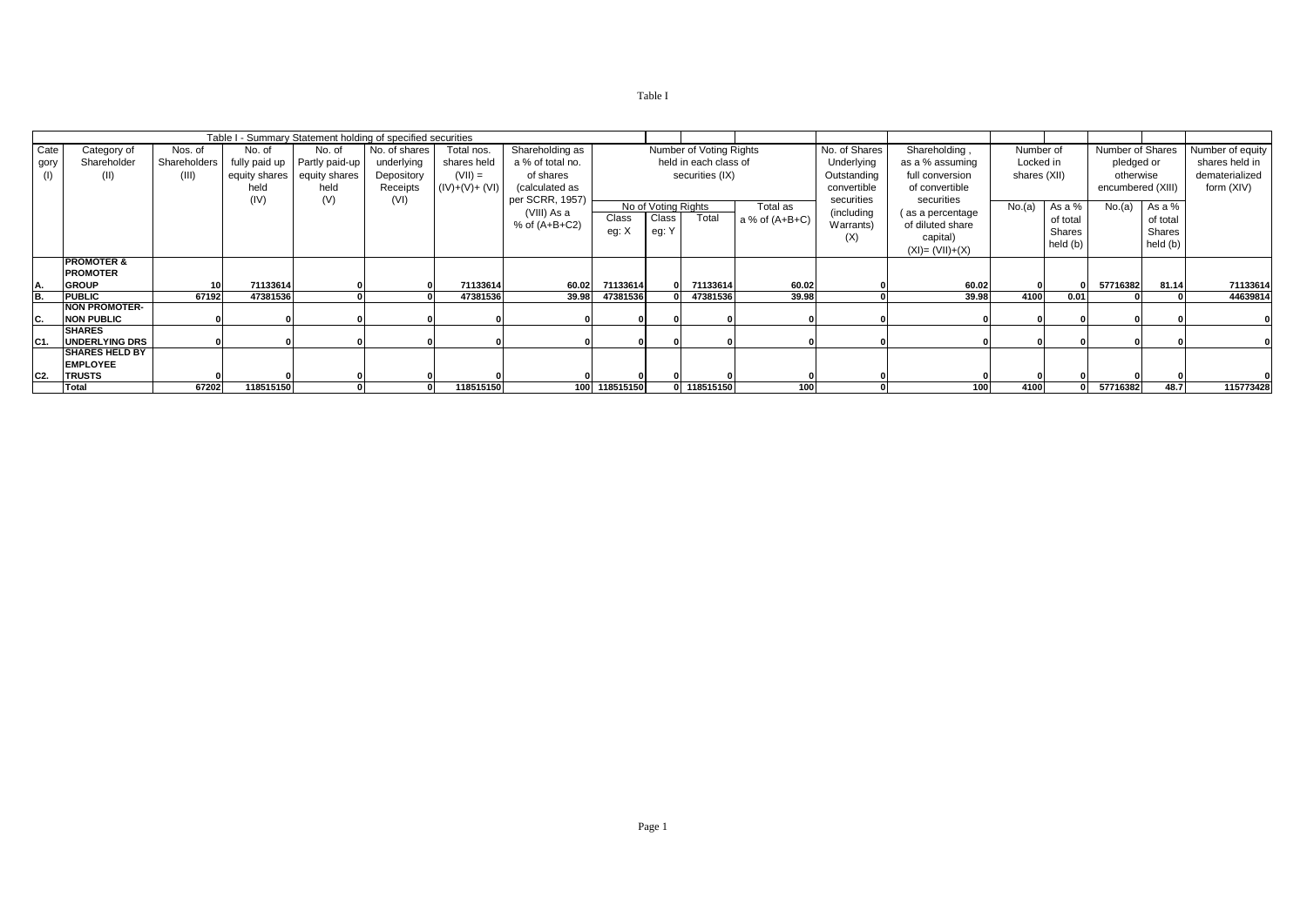Table I

| Table I - Summary Statement holding of specified securities | | | | | | | | | | | | | | | | | | | |
|---|---|---|---|---|---|---|---|---|---|---|---|---|---|---|---|---|---|---|---|
| Category (I) | Category of Shareholder (II) | Nos. of Shareholders (III) | No. of fully paid up equity shares held (IV) | No. of Partly paid-up equity shares held (V) | No. of shares underlying Depository Receipts (VI) | Total nos. shares held (VII) = (IV)+(V)+ (VI) | Shareholding as a % of total no. of shares (calculated as per SCRR, 1957) (VIII) As a % of (A+B+C2) | Number of Voting Rights held in each class of securities (IX) | | | | No. of Shares Underlying Outstanding convertible securities (including Warrants) (X) | Shareholding , as a % assuming full conversion of convertible securities ( as a percentage of diluted share capital) (XI)= (VII)+(X) | Number of Locked in shares (XII) | | Number of Shares pledged or otherwise encumbered (XIII) | | Number of equity shares held in dematerialized form (XIV) |
| | | | | | | | | No of Voting Rights | | | Total as a % of (A+B+C) | | | No.(a) | As a % of total Shares held (b) | No.(a) | As a % of total Shares held (b) | |
| | | | | | | | | Class eg: X | Class eg: Y | Total | | | | | | | | |
| A. | PROMOTER & PROMOTER GROUP | 10 | 71133614 | 0 | 0 | 71133614 | 60.02 | 71133614 | 0 | 71133614 | 60.02 | 0 | 60.02 | 0 | 0 | 57716382 | 81.14 | 71133614 |
| B. | PUBLIC | 67192 | 47381536 | 0 | 0 | 47381536 | 39.98 | 47381536 | 0 | 47381536 | 39.98 | 0 | 39.98 | 4100 | 0.01 | 0 | 0 | 44639814 |
| C. | NON PROMOTER-NON PUBLIC | 0 | 0 | 0 | 0 | 0 | 0 | 0 | 0 | 0 | 0 | 0 | 0 | 0 | 0 | 0 | 0 | 0 |
| C1. | SHARES UNDERLYING DRS | 0 | 0 | 0 | 0 | 0 | 0 | 0 | 0 | 0 | 0 | 0 | 0 | 0 | 0 | 0 | 0 | 0 |
| C2. | SHARES HELD BY EMPLOYEE TRUSTS | 0 | 0 | 0 | 0 | 0 | 0 | 0 | 0 | 0 | 0 | 0 | 0 | 0 | 0 | 0 | 0 | 0 |
| | Total | 67202 | 118515150 | 0 | 0 | 118515150 | 100 | 118515150 | 0 | 118515150 | 100 | 0 | 100 | 4100 | 0 | 57716382 | 48.7 | 115773428 |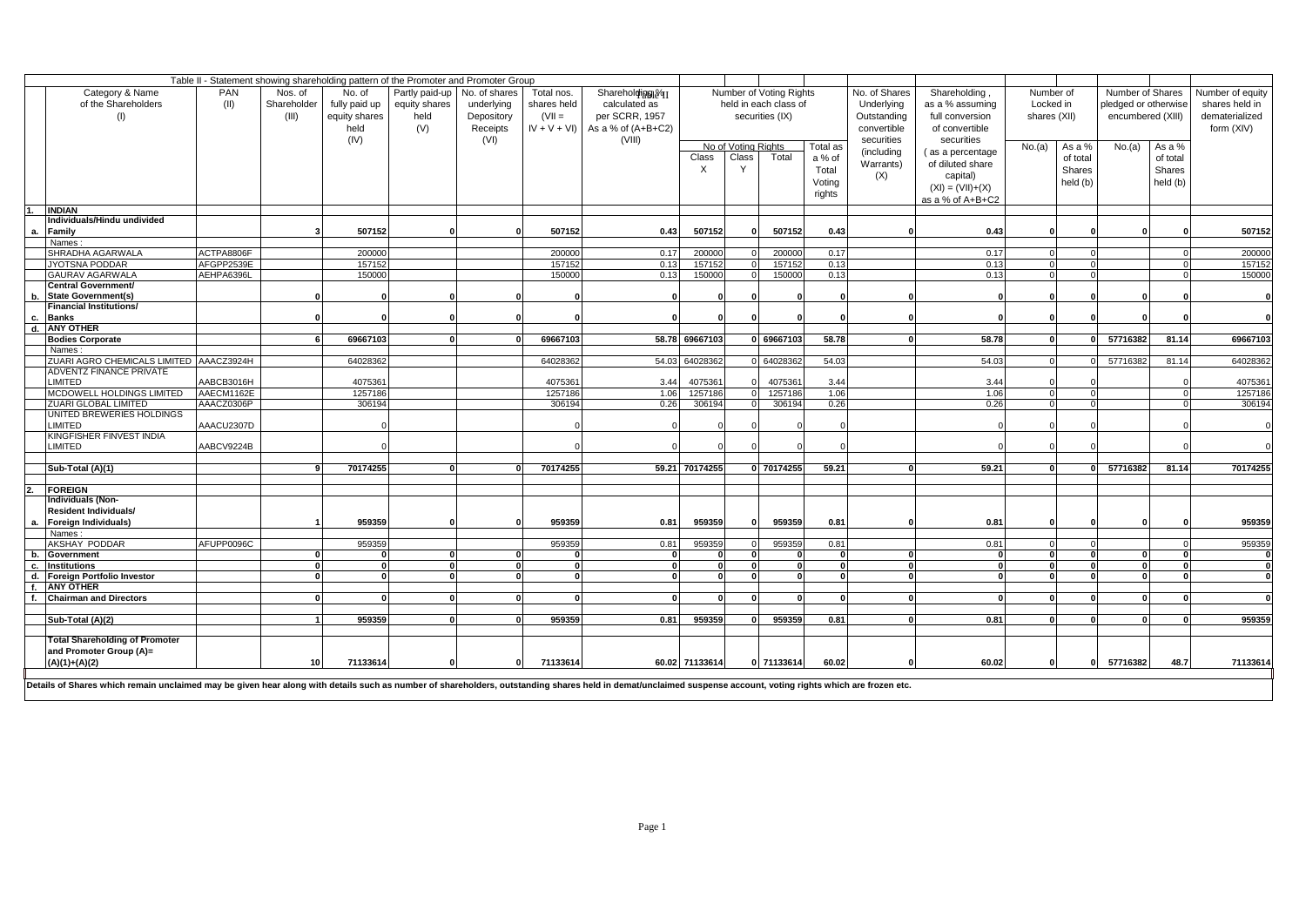Table II - Statement showing shareholding pattern of the Promoter and Promoter Group

| | Category & Name of the Shareholders (I) | PAN (II) | Nos. of Shareholder (III) | No. of fully paid up equity shares held (IV) | Partly paid-up equity shares held (V) | No. of shares underlying Depository Receipts (VI) | Total nos. shares held (VII = IV + V + VI) | Shareholding % calculated as per SCRR, 1957 As a % of (A+B+C2) (VIII) | Number of Voting Rights held in each class of securities (IX) | | | | No. of Shares Underlying Outstanding convertible securities (including Warrants) (X) | Shareholding , as a % assuming full conversion of convertible securities ( as a percentage of diluted share capital) (XI) = (VII)+(X) as a % of A+B+C2 | Number of Locked in shares (XII) | | Number of Shares pledged or otherwise encumbered (XIII) | | Number of equity shares held in dematerialized form (XIV) |
|---|---|---|---|---|---|---|---|---|---|---|---|---|---|---|---|---|---|---|---|
| | | | | | | | | | No of Voting Rights Class X | No of Voting Rights Class Y | No of Voting Rights Total | Total as a % of Total Voting rights | | | No.(a) | As a % of total Shares held (b) | No.(a) | As a % of total Shares held (b) | |
| 1. | **INDIAN** | | | | | | | | | | | | | | | | | | |
| a. | **Individuals/Hindu undivided Family** | | **3** | **507152** | **0** | **0** | **507152** | **0.43** | **507152** | **0** | **507152** | **0.43** | **0** | **0.43** | **0** | **0** | **0** | **0** | **507152** |
| | Names : | | | | | | | | | | | | | | | | | | |
| | SHRADHA AGARWALA | ACTPA8806F | | 200000 | | | 200000 | 0.17 | 200000 | 0 | 200000 | 0.17 | | 0.17 | 0 | 0 | | 0 | 200000 |
| | JYOTSNA PODDAR | AFGPP2539E | | 157152 | | | 157152 | 0.13 | 157152 | 0 | 157152 | 0.13 | | 0.13 | 0 | 0 | | 0 | 157152 |
| | GAURAV AGARWALA | AEHPA6396L | | 150000 | | | 150000 | 0.13 | 150000 | 0 | 150000 | 0.13 | | 0.13 | 0 | 0 | | 0 | 150000 |
| b. | **Central Government/ State Government(s)** | | **0** | **0** | **0** | **0** | **0** | **0** | **0** | **0** | **0** | **0** | **0** | **0** | **0** | **0** | **0** | **0** | **0** |
| c. | **Financial Institutions/ Banks** | | **0** | **0** | **0** | **0** | **0** | **0** | **0** | **0** | **0** | **0** | **0** | **0** | **0** | **0** | **0** | **0** | **0** |
| d. | **ANY OTHER** | | | | | | | | | | | | | | | | | | |
| | **Bodies Corporate** | | **6** | **69667103** | **0** | **0** | **69667103** | **58.78** | **69667103** | **0** | **69667103** | **58.78** | **0** | **58.78** | **0** | **0** | **57716382** | **81.14** | **69667103** |
| | Names : | | | | | | | | | | | | | | | | | | |
| | ZUARI AGRO CHEMICALS LIMITED | AAACZ3924H | | 64028362 | | | 64028362 | 54.03 | 64028362 | 0 | 64028362 | 54.03 | | 54.03 | 0 | 0 | 57716382 | 81.14 | 64028362 |
| | ADVENTZ FINANCE PRIVATE LIMITED | AABCB3016H | | 4075361 | | | 4075361 | 3.44 | 4075361 | 0 | 4075361 | 3.44 | | 3.44 | 0 | 0 | | 0 | 4075361 |
| | MCDOWELL HOLDINGS LIMITED | AAECM1162E | | 1257186 | | | 1257186 | 1.06 | 1257186 | 0 | 1257186 | 1.06 | | 1.06 | 0 | 0 | | 0 | 1257186 |
| | ZUARI GLOBAL LIMITED | AAACZ0306P | | 306194 | | | 306194 | 0.26 | 306194 | 0 | 306194 | 0.26 | | 0.26 | 0 | 0 | | 0 | 306194 |
| | UNITED BREWERIES HOLDINGS LIMITED | AAACU2307D | | 0 | | | 0 | 0 | 0 | 0 | 0 | 0 | | 0 | 0 | 0 | | 0 | 0 |
| | KINGFISHER FINVEST INDIA LIMITED | AABCV9224B | | 0 | | | 0 | 0 | 0 | 0 | 0 | 0 | | 0 | 0 | 0 | | 0 | 0 |
| | **Sub-Total (A)(1)** | | **9** | **70174255** | **0** | **0** | **70174255** | **59.21** | **70174255** | **0** | **70174255** | **59.21** | **0** | **59.21** | **0** | **0** | **57716382** | **81.14** | **70174255** |
| 2. | **FOREIGN** | | | | | | | | | | | | | | | | | | |
| a. | **Individuals (Non-Resident Individuals/ Foreign Individuals)** | | **1** | **959359** | **0** | **0** | **959359** | **0.81** | **959359** | **0** | **959359** | **0.81** | **0** | **0.81** | **0** | **0** | **0** | **0** | **959359** |
| | Names : | | | | | | | | | | | | | | | | | | |
| | AKSHAY PODDAR | AFUPP0096C | | 959359 | | | 959359 | 0.81 | 959359 | 0 | 959359 | 0.81 | | 0.81 | 0 | 0 | | 0 | 959359 |
| b. | **Government** | | **0** | **0** | **0** | **0** | **0** | **0** | **0** | **0** | **0** | **0** | **0** | **0** | **0** | **0** | **0** | **0** | **0** |
| c. | **Institutions** | | **0** | **0** | **0** | **0** | **0** | **0** | **0** | **0** | **0** | **0** | **0** | **0** | **0** | **0** | **0** | **0** | **0** |
| d. | **Foreign Portfolio Investor** | | **0** | **0** | **0** | **0** | **0** | **0** | **0** | **0** | **0** | **0** | **0** | **0** | **0** | **0** | **0** | **0** | **0** |
| f. | **ANY OTHER** | | | | | | | | | | | | | | | | | | |
| f. | **Chairman and Directors** | | **0** | **0** | **0** | **0** | **0** | **0** | **0** | **0** | **0** | **0** | **0** | **0** | **0** | **0** | **0** | **0** | **0** |
| | **Sub-Total (A)(2)** | | **1** | **959359** | **0** | **0** | **959359** | **0.81** | **959359** | **0** | **959359** | **0.81** | **0** | **0.81** | **0** | **0** | **0** | **0** | **959359** |
| | **Total Shareholding of Promoter and Promoter Group (A)= (A)(1)+(A)(2)** | | **10** | **71133614** | **0** | **0** | **71133614** | **60.02** | **71133614** | **0** | **71133614** | **60.02** | **0** | **60.02** | **0** | **0** | **57716382** | **48.7** | **71133614** |

**Details of Shares which remain unclaimed may be given hear along with details such as number of shareholders, outstanding shares held in demat/unclaimed suspense account, voting rights which are frozen etc.**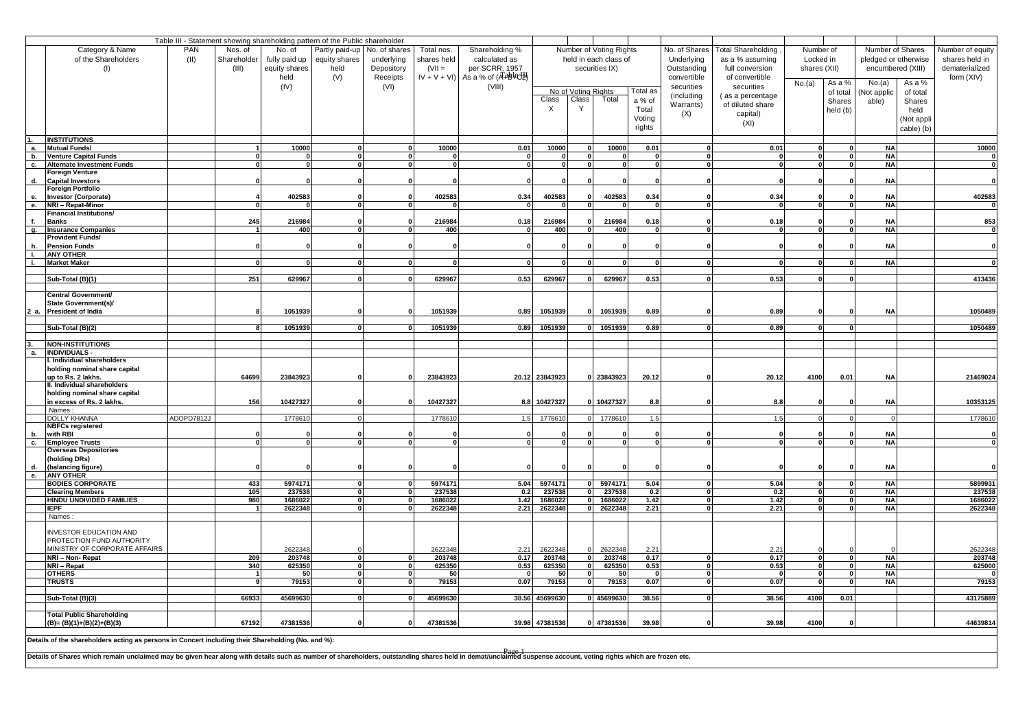Table III - Statement showing shareholding pattern of the Public shareholder

| | Category & Name of the Shareholders (I) | PAN (II) | Nos. of Shareholder (III) | No. of fully paid up equity shares held (IV) | Partly paid-up equity shares held (V) | No. of shares underlying Depository Receipts (VI) | Total nos. shares held (VII = IV + V + VI) | Shareholding % calculated as per SCRR, 1957 As a % of (A+B+C2) (VIII) | Number of Voting Rights held in each class of securities IX) | | | | No. of Shares Underlying Outstanding convertible securities (including Warrants) (X) | Total Shareholding , as a % assuming full conversion of convertible securities ( as a percentage of diluted share capital) (XI) | Number of Locked in shares (XII) | | Number of Shares pledged or otherwise encumbered (XIII) | | Number of equity shares held in dematerialized form (XIV) |
|---|---|---|---|---|---|---|---|---|---|---|---|---|---|---|---|---|---|---|---|
| | | | | | | | | | No of Voting Rights | | | Total as a % of Total Voting rights | | | No.(a) | As a % of total Shares held (b) | No.(a) (Not applic able) | As a % of total Shares held (Not appli cable) (b) | |
| | | | | | | | | | Class X | Class Y | Total | | | | | | | | |
| 1. | INSTITUTIONS | | | | | | | | | | | | | | | | | | |
| a. | Mutual Funds/ | | 1 | 10000 | 0 | 0 | 10000 | 0.01 | 10000 | 0 | 10000 | 0.01 | 0 | 0.01 | 0 | 0 | NA | | 10000 |
| b. | Venture Capital Funds | | 0 | 0 | 0 | 0 | 0 | 0 | 0 | 0 | 0 | 0 | 0 | 0 | 0 | 0 | NA | | 0 |
| c. | Alternate Investment Funds | | 0 | 0 | 0 | 0 | 0 | 0 | 0 | 0 | 0 | 0 | 0 | 0 | 0 | 0 | NA | | 0 |
| d. | Foreign Venture Capital Investors | | 0 | 0 | 0 | 0 | 0 | 0 | 0 | 0 | 0 | 0 | 0 | 0 | 0 | 0 | NA | | 0 |
| e. | Foreign Portfolio Investor (Corporate) | | 4 | 402583 | 0 | 0 | 402583 | 0.34 | 402583 | 0 | 402583 | 0.34 | 0 | 0.34 | 0 | 0 | NA | | 402583 |
| e. | NRI – Repat-Minor | | 0 | 0 | 0 | 0 | 0 | 0 | 0 | 0 | 0 | 0 | 0 | 0 | 0 | 0 | NA | | 0 |
| f. | Financial Institutions/ Banks | | 245 | 216984 | 0 | 0 | 216984 | 0.18 | 216984 | 0 | 216984 | 0.18 | 0 | 0.18 | 0 | 0 | NA | | 853 |
| g. | Insurance Companies | | 1 | 400 | 0 | 0 | 400 | 0 | 400 | 0 | 400 | 0 | 0 | 0 | 0 | 0 | NA | | 0 |
| h. | Provident Funds/ Pension Funds | | 0 | 0 | 0 | 0 | 0 | 0 | 0 | 0 | 0 | 0 | 0 | 0 | 0 | 0 | NA | | 0 |
| i. | ANY OTHER | | | | | | | | | | | | | | | | | | |
| i. | Market Maker | | 0 | 0 | 0 | 0 | 0 | 0 | 0 | 0 | 0 | 0 | 0 | 0 | 0 | 0 | NA | | 0 |
| | Sub-Total (B)(1) | | 251 | 629967 | 0 | 0 | 629967 | 0.53 | 629967 | 0 | 629967 | 0.53 | 0 | 0.53 | 0 | 0 | | | 413436 |
| 2 a. | Central Government/ State Government(s)/ President of India | | 8 | 1051939 | 0 | 0 | 1051939 | 0.89 | 1051939 | 0 | 1051939 | 0.89 | 0 | 0.89 | 0 | 0 | NA | | 1050489 |
| | Sub-Total (B)(2) | | 8 | 1051939 | 0 | 0 | 1051939 | 0.89 | 1051939 | 0 | 1051939 | 0.89 | 0 | 0.89 | 0 | 0 | | | 1050489 |
| 3. | NON-INSTITUTIONS | | | | | | | | | | | | | | | | | | |
| a. | INDIVIDUALS - | | | | | | | | | | | | | | | | | | |
| | I. Individual shareholders holding nominal share capital up to Rs. 2 lakhs. | | 64699 | 23843923 | 0 | 0 | 23843923 | 20.12 | 23843923 | 0 | 23843923 | 20.12 | 0 | 20.12 | 4100 | 0.01 | NA | | 21469024 |
| | II. Individual shareholders holding nominal share capital in excess of Rs. 2 lakhs. | | 156 | 10427327 | 0 | 0 | 10427327 | 8.8 | 10427327 | 0 | 10427327 | 8.8 | 0 | 8.8 | 0 | 0 | NA | | 10353125 |
| | Names : | | | | | | | | | | | | | | | | | | |
| | DOLLY KHANNA | ADOPD7812J | | 1778610 | 0 | | 1778610 | 1.5 | 1778610 | 0 | 1778610 | 1.5 | | 1.5 | 0 | 0 | 0 | | 1778610 |
| b. | NBFCs registered with RBI | | 0 | 0 | 0 | 0 | 0 | 0 | 0 | 0 | 0 | 0 | 0 | 0 | 0 | 0 | NA | | 0 |
| c. | Employee Trusts | | 0 | 0 | 0 | 0 | 0 | 0 | 0 | 0 | 0 | 0 | 0 | 0 | 0 | 0 | NA | | 0 |
| d. | Overseas Depositories (holding DRs) (balancing figure) | | 0 | 0 | 0 | 0 | 0 | 0 | 0 | 0 | 0 | 0 | 0 | 0 | 0 | 0 | NA | | 0 |
| e. | ANY OTHER | | | | | | | | | | | | | | | | | | |
| | BODIES CORPORATE | | 433 | 5974171 | 0 | 0 | 5974171 | 5.04 | 5974171 | 0 | 5974171 | 5.04 | 0 | 5.04 | 0 | 0 | NA | | 5899931 |
| | Clearing Members | | 105 | 237538 | 0 | 0 | 237538 | 0.2 | 237538 | 0 | 237538 | 0.2 | 0 | 0.2 | 0 | 0 | NA | | 237538 |
| | HINDU UNDIVIDED FAMILIES | | 980 | 1686022 | 0 | 0 | 1686022 | 1.42 | 1686022 | 0 | 1686022 | 1.42 | 0 | 1.42 | 0 | 0 | NA | | 1686022 |
| | IEPF | | 1 | 2622348 | 0 | 0 | 2622348 | 2.21 | 2622348 | 0 | 2622348 | 2.21 | 0 | 2.21 | 0 | 0 | NA | | 2622348 |
| | Names : | | | | | | | | | | | | | | | | | | |
| | INVESTOR EDUCATION AND PROTECTION FUND AUTHORITY MINISTRY OF CORPORATE AFFAIRS | | | 2622348 | 0 | | 2622348 | 2.21 | 2622348 | 0 | 2622348 | 2.21 | | 2.21 | 0 | 0 | 0 | | 2622348 |
| | NRI – Non- Repat | | 209 | 203748 | 0 | 0 | 203748 | 0.17 | 203748 | 0 | 203748 | 0.17 | 0 | 0.17 | 0 | 0 | NA | | 203748 |
| | NRI – Repat | | 340 | 625350 | 0 | 0 | 625350 | 0.53 | 625350 | 0 | 625350 | 0.53 | 0 | 0.53 | 0 | 0 | NA | | 625000 |
| | OTHERS | | 1 | 50 | 0 | 0 | 50 | 0 | 50 | 0 | 50 | 0 | 0 | 0 | 0 | 0 | NA | | 0 |
| | TRUSTS | | 9 | 79153 | 0 | 0 | 79153 | 0.07 | 79153 | 0 | 79153 | 0.07 | 0 | 0.07 | 0 | 0 | NA | | 79153 |
| | Sub-Total (B)(3) | | 66933 | 45699630 | 0 | 0 | 45699630 | 38.56 | 45699630 | 0 | 45699630 | 38.56 | 0 | 38.56 | 4100 | 0.01 | | | 43175889 |
| | Total Public Shareholding (B)= (B)(1)+(B)(2)+(B)(3) | | 67192 | 47381536 | 0 | 0 | 47381536 | 39.98 | 47381536 | 0 | 47381536 | 39.98 | 0 | 39.98 | 4100 | 0 | | | 44639814 |

**Details of the shareholders acting as persons in Concert including their Shareholding (No. and %):**

**Details of Shares which remain unclaimed may be given hear along with details such as number of shareholders, outstanding shares held in demat/unclaimed suspense account, voting rights which are frozen etc.**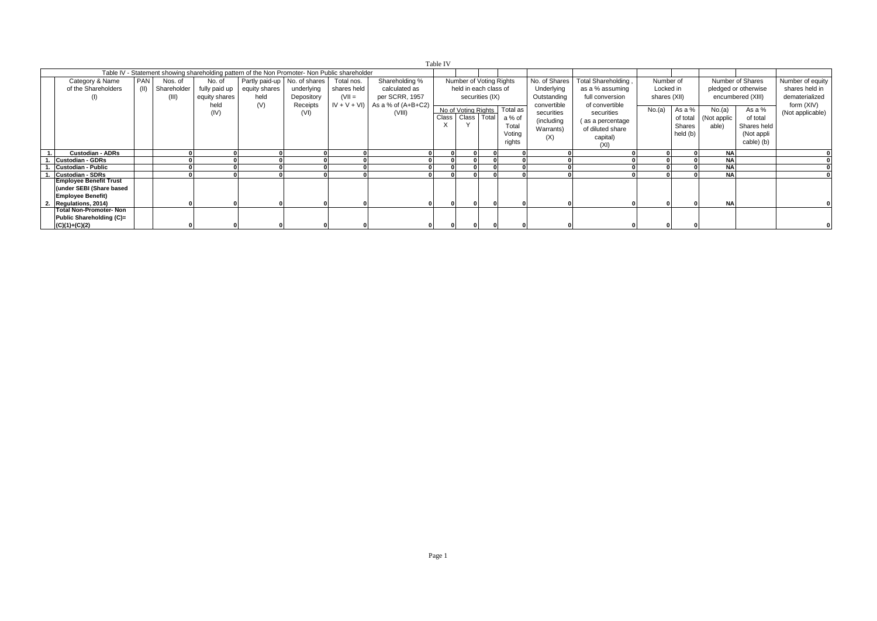Table IV

| | Table IV - Statement showing shareholding pattern of the Non Promoter- Non Public shareholder | | | | | | | | | | | | | | | | | | | |
|---|---|---|---|---|---|---|---|---|---|---|---|---|---|---|---|---|---|---|---|---|
| | Category & Name of the Shareholders (I) | PAN (II) | Nos. of Shareholder (III) | No. of fully paid up equity shares held (IV) | Partly paid-up equity shares held (V) | No. of shares underlying Depository Receipts (VI) | Total nos. shares held (VII = IV + V + VI) | Shareholding % calculated as per SCRR, 1957 As a % of (A+B+C2) (VIII) | Number of Voting Rights held in each class of securities (IX) | | | | No. of Shares Underlying Outstanding convertible securities (including Warrants) (X) | Total Shareholding , as a % assuming full conversion of convertible securities ( as a percentage of diluted share capital) (XI) | Number of Locked in shares (XII) | | Number of Shares pledged or otherwise encumbered (XIII) | | Number of equity shares held in dematerialized form (XIV) (Not applicable) |
| | | | | | | | | | No of Voting Rights | | | Total as a % of Total Voting rights | | | No.(a) | As a % of total Shares held (b) | No.(a) (Not applicable) | As a % of total Shares held (Not applicable) (b) | |
| | | | | | | | | | Class X | Class Y | Total | | | | | | | | |
| 1. | Custodian - ADRs | | 0 | 0 | 0 | 0 | 0 | 0 | 0 | 0 | 0 | 0 | 0 | 0 | 0 | 0 | NA | | 0 |
| 1. | Custodian - GDRs | | 0 | 0 | 0 | 0 | 0 | 0 | 0 | 0 | 0 | 0 | 0 | 0 | 0 | 0 | NA | | 0 |
| 1. | Custodian - Public | | 0 | 0 | 0 | 0 | 0 | 0 | 0 | 0 | 0 | 0 | 0 | 0 | 0 | 0 | NA | | 0 |
| 1. | Custodian - SDRs | | 0 | 0 | 0 | 0 | 0 | 0 | 0 | 0 | 0 | 0 | 0 | 0 | 0 | 0 | NA | | 0 |
| 2. | Employee Benefit Trust (under SEBI (Share based Employee Benefit) Regulations, 2014) | | 0 | 0 | 0 | 0 | 0 | 0 | 0 | 0 | 0 | 0 | 0 | 0 | 0 | 0 | NA | | 0 |
| | Total Non-Promoter- Non Public Shareholding (C)= (C)(1)+(C)(2) | | 0 | 0 | 0 | 0 | 0 | 0 | 0 | 0 | 0 | 0 | 0 | 0 | 0 | 0 | | | 0 |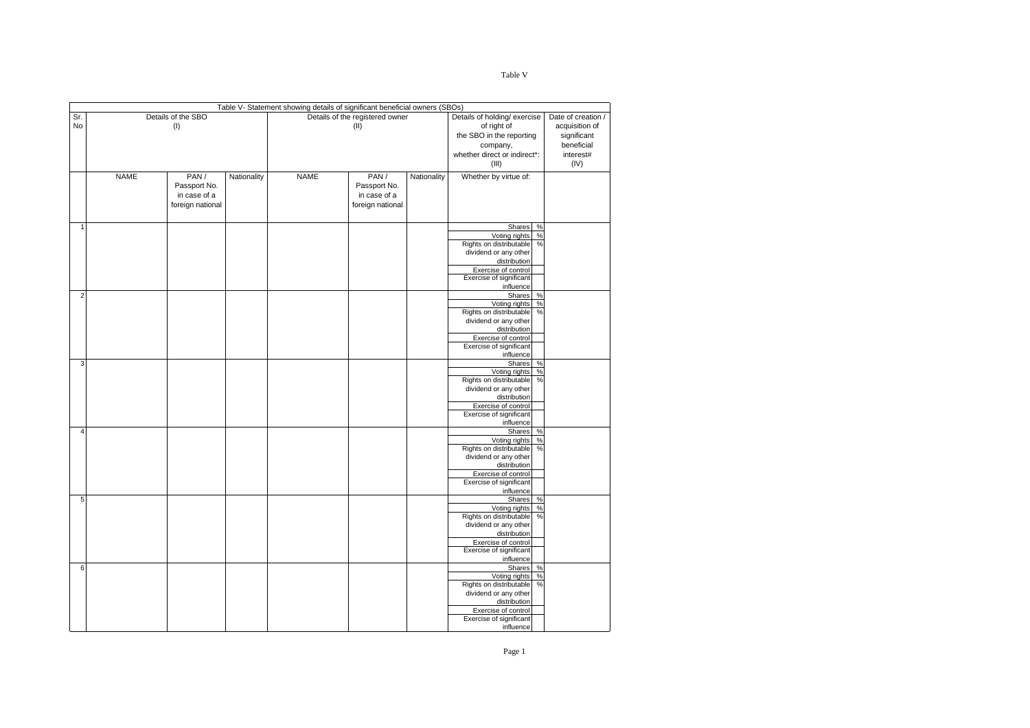Table V

| Table V- Statement showing details of significant beneficial owners (SBOs) | | | | | | | | | |
|---|---|---|---|---|---|---|---|---|---|
| Sr. No | Details of the SBO (I) | | | Details of the registered owner (II) | | | Details of holding/ exercise of right of the SBO in the reporting company, whether direct or indirect*: (III) | | Date of creation / acquisition of significant beneficial interest# (IV) |
| | NAME | PAN / Passport No. in case of a foreign national | Nationality | NAME | PAN / Passport No. in case of a foreign national | Nationality | Whether by virtue of: | | |
| 1 | | | | | | | Shares | % | |
| | | | | | | | Voting rights | % | |
| | | | | | | | Rights on distributable dividend or any other distribution | % | |
| | | | | | | | Exercise of control | | |
| | | | | | | | Exercise of significant influence | | |
| 2 | | | | | | | Shares | % | |
| | | | | | | | Voting rights | % | |
| | | | | | | | Rights on distributable dividend or any other distribution | % | |
| | | | | | | | Exercise of control | | |
| | | | | | | | Exercise of significant influence | | |
| 3 | | | | | | | Shares | % | |
| | | | | | | | Voting rights | % | |
| | | | | | | | Rights on distributable dividend or any other distribution | % | |
| | | | | | | | Exercise of control | | |
| | | | | | | | Exercise of significant influence | | |
| 4 | | | | | | | Shares | % | |
| | | | | | | | Voting rights | % | |
| | | | | | | | Rights on distributable dividend or any other distribution | % | |
| | | | | | | | Exercise of control | | |
| | | | | | | | Exercise of significant influence | | |
| 5 | | | | | | | Shares | % | |
| | | | | | | | Voting rights | % | |
| | | | | | | | Rights on distributable dividend or any other distribution | % | |
| | | | | | | | Exercise of control | | |
| | | | | | | | Exercise of significant influence | | |
| 6 | | | | | | | Shares | % | |
| | | | | | | | Voting rights | % | |
| | | | | | | | Rights on distributable dividend or any other distribution | % | |
| | | | | | | | Exercise of control | | |
| | | | | | | | Exercise of significant influence | | |